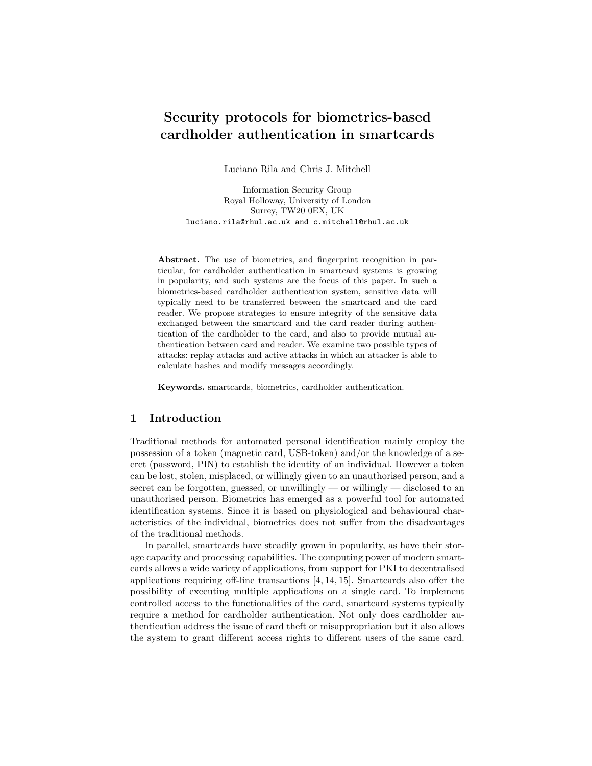# Security protocols for biometrics-based cardholder authentication in smartcards

Luciano Rila and Chris J. Mitchell

Information Security Group
Royal Holloway, University of London
Surrey, TW20 0EX, UK
luciano.rila@rhul.ac.uk and c.mitchell@rhul.ac.uk

**Abstract.** The use of biometrics, and fingerprint recognition in particular, for cardholder authentication in smartcard systems is growing in popularity, and such systems are the focus of this paper. In such a biometrics-based cardholder authentication system, sensitive data will typically need to be transferred between the smartcard and the card reader. We propose strategies to ensure integrity of the sensitive data exchanged between the smartcard and the card reader during authentication of the cardholder to the card, and also to provide mutual authentication between card and reader. We examine two possible types of attacks: replay attacks and active attacks in which an attacker is able to calculate hashes and modify messages accordingly.

**Keywords.** smartcards, biometrics, cardholder authentication.

## 1 Introduction

Traditional methods for automated personal identification mainly employ the possession of a token (magnetic card, USB-token) and/or the knowledge of a secret (password, PIN) to establish the identity of an individual. However a token can be lost, stolen, misplaced, or willingly given to an unauthorised person, and a secret can be forgotten, guessed, or unwillingly — or willingly — disclosed to an unauthorised person. Biometrics has emerged as a powerful tool for automated identification systems. Since it is based on physiological and behavioural characteristics of the individual, biometrics does not suffer from the disadvantages of the traditional methods.

In parallel, smartcards have steadily grown in popularity, as have their storage capacity and processing capabilities. The computing power of modern smartcards allows a wide variety of applications, from support for PKI to decentralised applications requiring off-line transactions [4, 14, 15]. Smartcards also offer the possibility of executing multiple applications on a single card. To implement controlled access to the functionalities of the card, smartcard systems typically require a method for cardholder authentication. Not only does cardholder authentication address the issue of card theft or misappropriation but it also allows the system to grant different access rights to different users of the same card.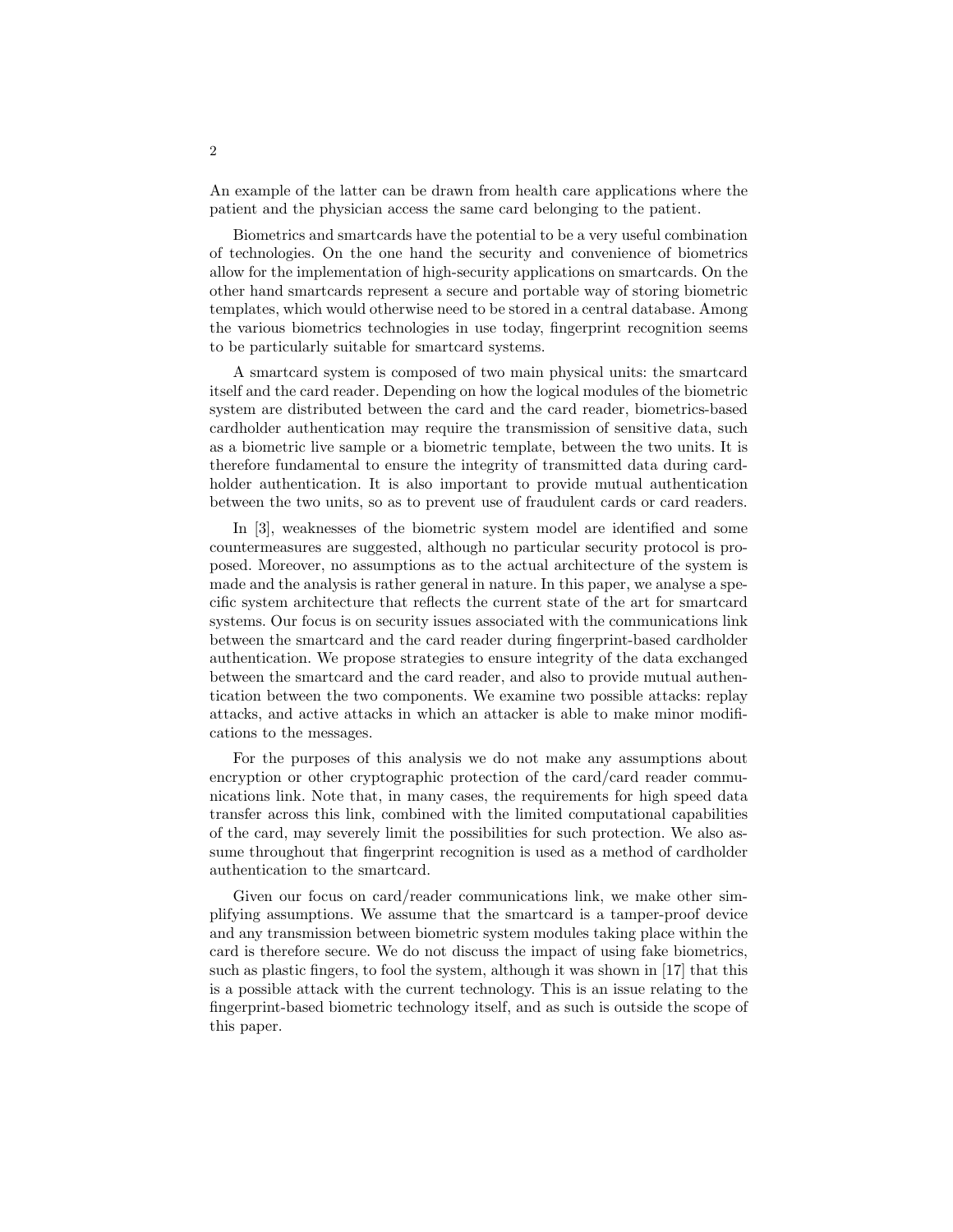An example of the latter can be drawn from health care applications where the patient and the physician access the same card belonging to the patient.

Biometrics and smartcards have the potential to be a very useful combination of technologies. On the one hand the security and convenience of biometrics allow for the implementation of high-security applications on smartcards. On the other hand smartcards represent a secure and portable way of storing biometric templates, which would otherwise need to be stored in a central database. Among the various biometrics technologies in use today, fingerprint recognition seems to be particularly suitable for smartcard systems.

A smartcard system is composed of two main physical units: the smartcard itself and the card reader. Depending on how the logical modules of the biometric system are distributed between the card and the card reader, biometrics-based cardholder authentication may require the transmission of sensitive data, such as a biometric live sample or a biometric template, between the two units. It is therefore fundamental to ensure the integrity of transmitted data during cardholder authentication. It is also important to provide mutual authentication between the two units, so as to prevent use of fraudulent cards or card readers.

In [3], weaknesses of the biometric system model are identified and some countermeasures are suggested, although no particular security protocol is proposed. Moreover, no assumptions as to the actual architecture of the system is made and the analysis is rather general in nature. In this paper, we analyse a specific system architecture that reflects the current state of the art for smartcard systems. Our focus is on security issues associated with the communications link between the smartcard and the card reader during fingerprint-based cardholder authentication. We propose strategies to ensure integrity of the data exchanged between the smartcard and the card reader, and also to provide mutual authentication between the two components. We examine two possible attacks: replay attacks, and active attacks in which an attacker is able to make minor modifications to the messages.

For the purposes of this analysis we do not make any assumptions about encryption or other cryptographic protection of the card/card reader communications link. Note that, in many cases, the requirements for high speed data transfer across this link, combined with the limited computational capabilities of the card, may severely limit the possibilities for such protection. We also assume throughout that fingerprint recognition is used as a method of cardholder authentication to the smartcard.

Given our focus on card/reader communications link, we make other simplifying assumptions. We assume that the smartcard is a tamper-proof device and any transmission between biometric system modules taking place within the card is therefore secure. We do not discuss the impact of using fake biometrics, such as plastic fingers, to fool the system, although it was shown in [17] that this is a possible attack with the current technology. This is an issue relating to the fingerprint-based biometric technology itself, and as such is outside the scope of this paper.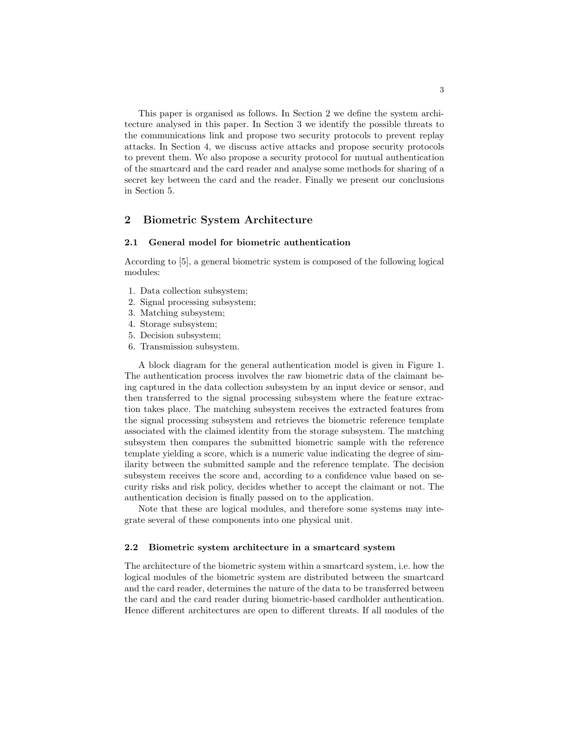This paper is organised as follows. In Section 2 we define the system architecture analysed in this paper. In Section 3 we identify the possible threats to the communications link and propose two security protocols to prevent replay attacks. In Section 4, we discuss active attacks and propose security protocols to prevent them. We also propose a security protocol for mutual authentication of the smartcard and the card reader and analyse some methods for sharing of a secret key between the card and the reader. Finally we present our conclusions in Section 5.

## 2 Biometric System Architecture

### 2.1 General model for biometric authentication

According to [5], a general biometric system is composed of the following logical modules:

1. Data collection subsystem;
2. Signal processing subsystem;
3. Matching subsystem;
4. Storage subsystem;
5. Decision subsystem;
6. Transmission subsystem.

A block diagram for the general authentication model is given in Figure 1. The authentication process involves the raw biometric data of the claimant being captured in the data collection subsystem by an input device or sensor, and then transferred to the signal processing subsystem where the feature extraction takes place. The matching subsystem receives the extracted features from the signal processing subsystem and retrieves the biometric reference template associated with the claimed identity from the storage subsystem. The matching subsystem then compares the submitted biometric sample with the reference template yielding a score, which is a numeric value indicating the degree of similarity between the submitted sample and the reference template. The decision subsystem receives the score and, according to a confidence value based on security risks and risk policy, decides whether to accept the claimant or not. The authentication decision is finally passed on to the application.

Note that these are logical modules, and therefore some systems may integrate several of these components into one physical unit.

### 2.2 Biometric system architecture in a smartcard system

The architecture of the biometric system within a smartcard system, i.e. how the logical modules of the biometric system are distributed between the smartcard and the card reader, determines the nature of the data to be transferred between the card and the card reader during biometric-based cardholder authentication. Hence different architectures are open to different threats. If all modules of the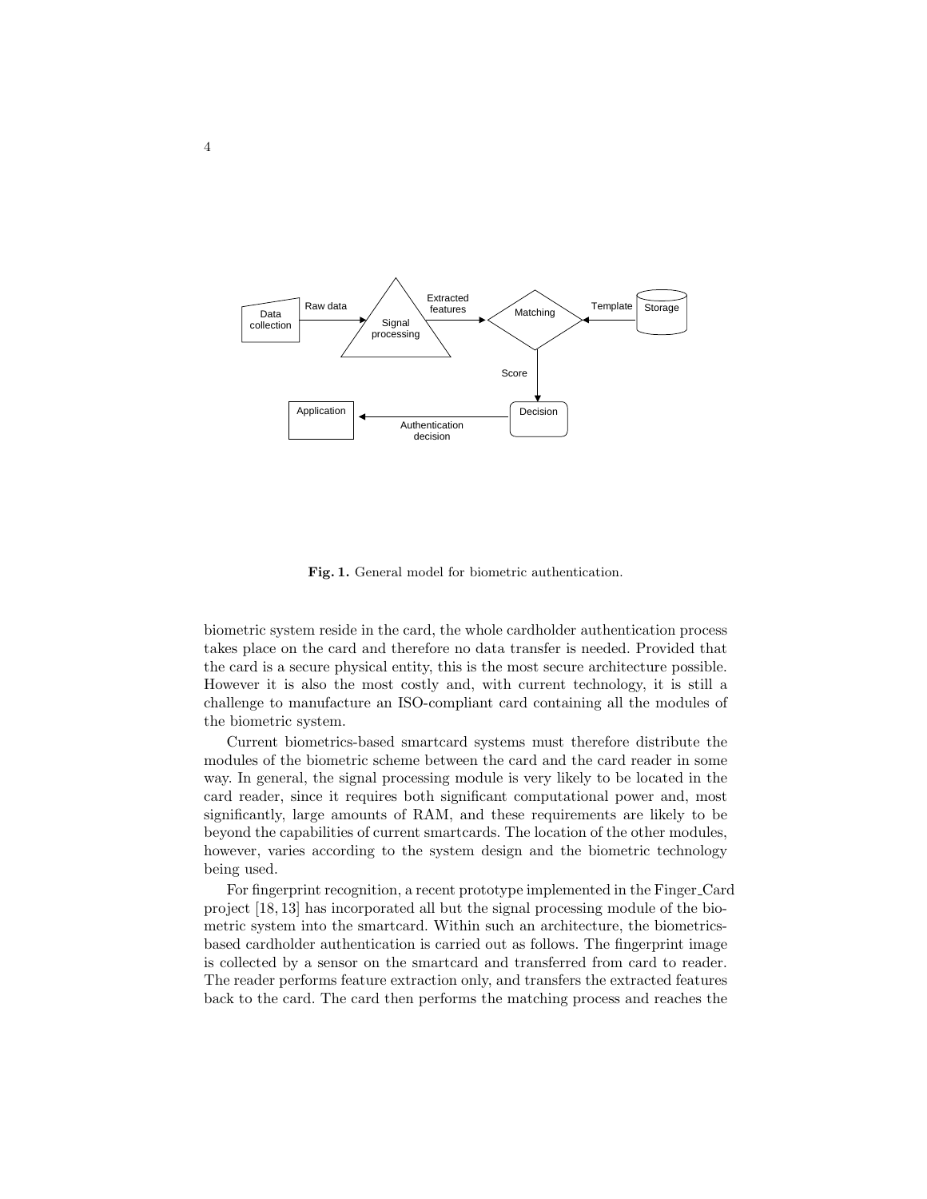Fig. 1. General model for biometric authentication.

biometric system reside in the card, the whole cardholder authentication process takes place on the card and therefore no data transfer is needed. Provided that the card is a secure physical entity, this is the most secure architecture possible. However it is also the most costly and, with current technology, it is still a challenge to manufacture an ISO-compliant card containing all the modules of the biometric system.

Current biometrics-based smartcard systems must therefore distribute the modules of the biometric scheme between the card and the card reader in some way. In general, the signal processing module is very likely to be located in the card reader, since it requires both significant computational power and, most significantly, large amounts of RAM, and these requirements are likely to be beyond the capabilities of current smartcards. The location of the other modules, however, varies according to the system design and the biometric technology being used.

For fingerprint recognition, a recent prototype implemented in the Finger_Card project [18, 13] has incorporated all but the signal processing module of the biometric system into the smartcard. Within such an architecture, the biometrics-based cardholder authentication is carried out as follows. The fingerprint image is collected by a sensor on the smartcard and transferred from card to reader. The reader performs feature extraction only, and transfers the extracted features back to the card. The card then performs the matching process and reaches the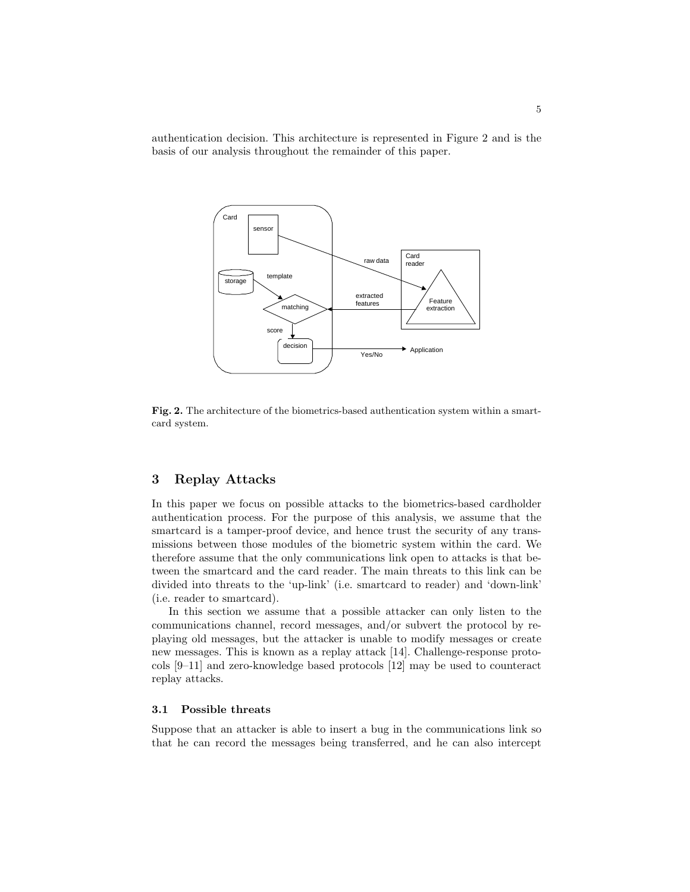authentication decision. This architecture is represented in Figure 2 and is the basis of our analysis throughout the remainder of this paper.

**Fig. 2.** The architecture of the biometrics-based authentication system within a smartcard system.

## 3 Replay Attacks

In this paper we focus on possible attacks to the biometrics-based cardholder authentication process. For the purpose of this analysis, we assume that the smartcard is a tamper-proof device, and hence trust the security of any transmissions between those modules of the biometric system within the card. We therefore assume that the only communications link open to attacks is that between the smartcard and the card reader. The main threats to this link can be divided into threats to the 'up-link' (i.e. smartcard to reader) and 'down-link' (i.e. reader to smartcard).

In this section we assume that a possible attacker can only listen to the communications channel, record messages, and/or subvert the protocol by replaying old messages, but the attacker is unable to modify messages or create new messages. This is known as a replay attack [14]. Challenge-response protocols [9–11] and zero-knowledge based protocols [12] may be used to counteract replay attacks.

### 3.1 Possible threats

Suppose that an attacker is able to insert a bug in the communications link so that he can record the messages being transferred, and he can also intercept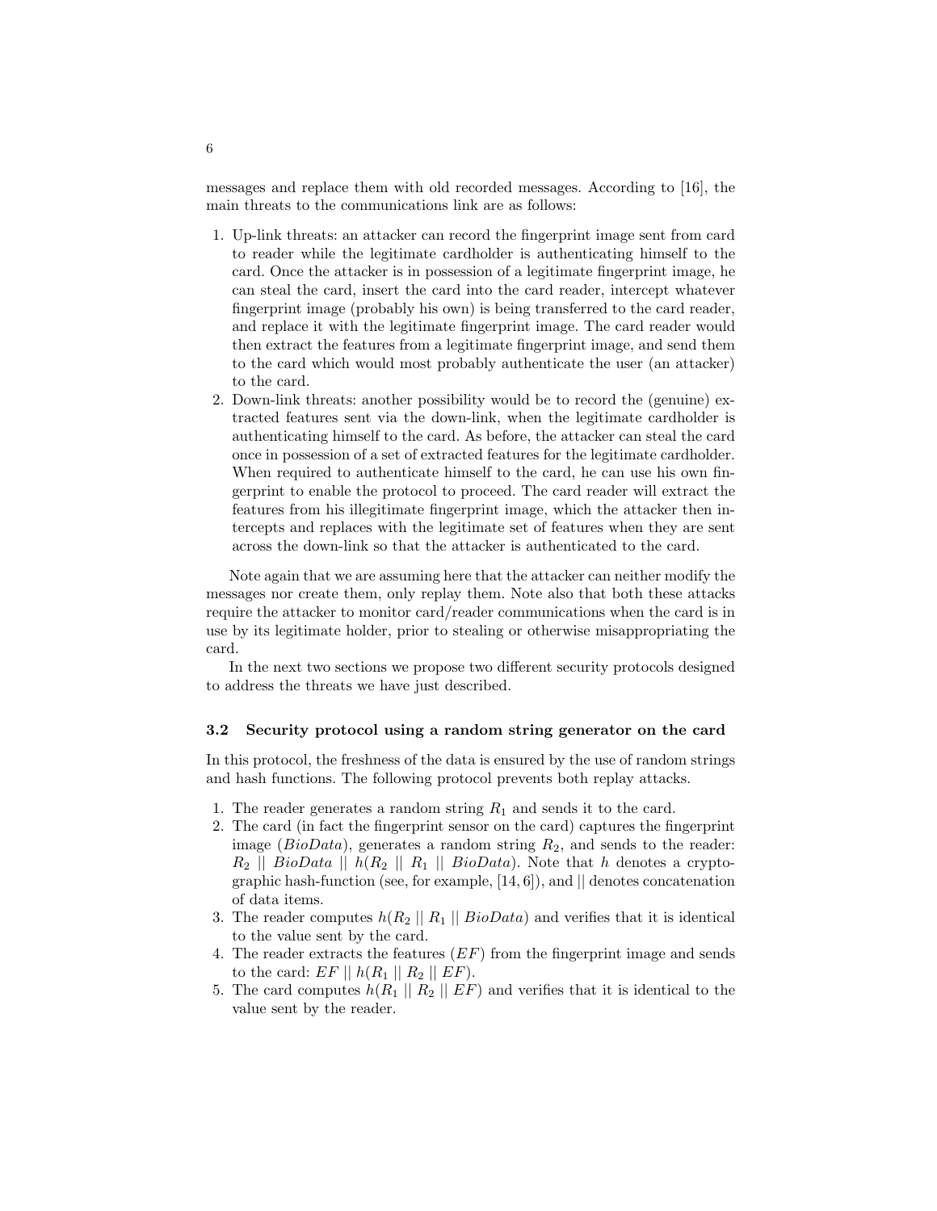messages and replace them with old recorded messages. According to [16], the main threats to the communications link are as follows:

1. Up-link threats: an attacker can record the fingerprint image sent from card to reader while the legitimate cardholder is authenticating himself to the card. Once the attacker is in possession of a legitimate fingerprint image, he can steal the card, insert the card into the card reader, intercept whatever fingerprint image (probably his own) is being transferred to the card reader, and replace it with the legitimate fingerprint image. The card reader would then extract the features from a legitimate fingerprint image, and send them to the card which would most probably authenticate the user (an attacker) to the card.
2. Down-link threats: another possibility would be to record the (genuine) extracted features sent via the down-link, when the legitimate cardholder is authenticating himself to the card. As before, the attacker can steal the card once in possession of a set of extracted features for the legitimate cardholder. When required to authenticate himself to the card, he can use his own fingerprint to enable the protocol to proceed. The card reader will extract the features from his illegitimate fingerprint image, which the attacker then intercepts and replaces with the legitimate set of features when they are sent across the down-link so that the attacker is authenticated to the card.

Note again that we are assuming here that the attacker can neither modify the messages nor create them, only replay them. Note also that both these attacks require the attacker to monitor card/reader communications when the card is in use by its legitimate holder, prior to stealing or otherwise misappropriating the card.

In the next two sections we propose two different security protocols designed to address the threats we have just described.

### 3.2 Security protocol using a random string generator on the card

In this protocol, the freshness of the data is ensured by the use of random strings and hash functions. The following protocol prevents both replay attacks.

1. The reader generates a random string $R_1$ and sends it to the card.
2. The card (in fact the fingerprint sensor on the card) captures the fingerprint image ($BioData$), generates a random string $R_2$, and sends to the reader: $R_2 \,||\, BioData \,||\, h(R_2 \,||\, R_1 \,||\, BioData)$. Note that $h$ denotes a cryptographic hash-function (see, for example, [14, 6]), and $||$ denotes concatenation of data items.
3. The reader computes $h(R_2 \,||\, R_1 \,||\, BioData)$ and verifies that it is identical to the value sent by the card.
4. The reader extracts the features ($EF$) from the fingerprint image and sends to the card: $EF \,||\, h(R_1 \,||\, R_2 \,||\, EF)$.
5. The card computes $h(R_1 \,||\, R_2 \,||\, EF)$ and verifies that it is identical to the value sent by the reader.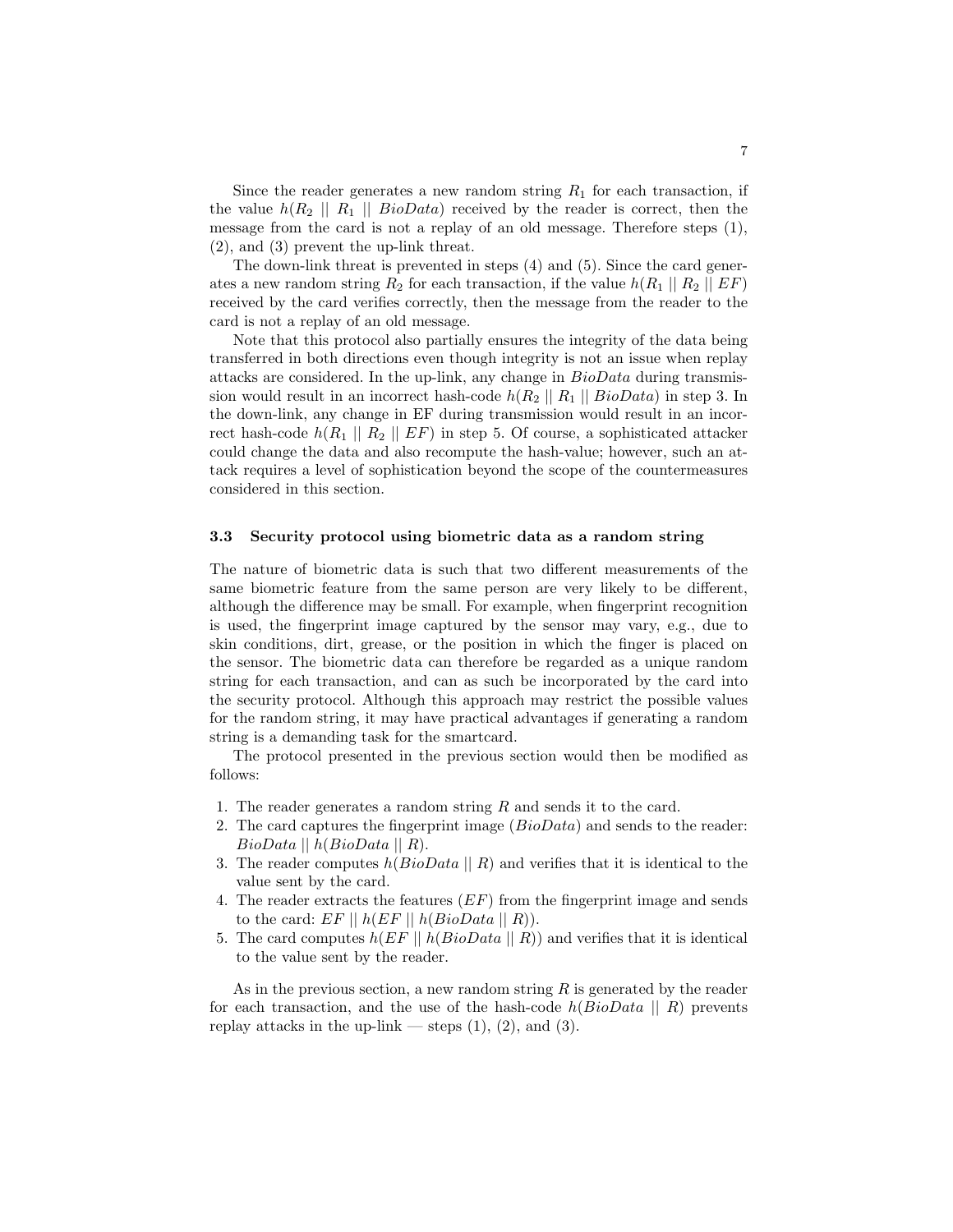Since the reader generates a new random string $R_1$ for each transaction, if the value $h(R_2 \mid\mid R_1 \mid\mid BioData)$ received by the reader is correct, then the message from the card is not a replay of an old message. Therefore steps (1), (2), and (3) prevent the up-link threat.

The down-link threat is prevented in steps (4) and (5). Since the card generates a new random string $R_2$ for each transaction, if the value $h(R_1 \mid\mid R_2 \mid\mid EF)$ received by the card verifies correctly, then the message from the reader to the card is not a replay of an old message.

Note that this protocol also partially ensures the integrity of the data being transferred in both directions even though integrity is not an issue when replay attacks are considered. In the up-link, any change in $BioData$ during transmission would result in an incorrect hash-code $h(R_2 \mid\mid R_1 \mid\mid BioData)$ in step 3. In the down-link, any change in EF during transmission would result in an incorrect hash-code $h(R_1 \mid\mid R_2 \mid\mid EF)$ in step 5. Of course, a sophisticated attacker could change the data and also recompute the hash-value; however, such an attack requires a level of sophistication beyond the scope of the countermeasures considered in this section.

### 3.3 Security protocol using biometric data as a random string

The nature of biometric data is such that two different measurements of the same biometric feature from the same person are very likely to be different, although the difference may be small. For example, when fingerprint recognition is used, the fingerprint image captured by the sensor may vary, e.g., due to skin conditions, dirt, grease, or the position in which the finger is placed on the sensor. The biometric data can therefore be regarded as a unique random string for each transaction, and can as such be incorporated by the card into the security protocol. Although this approach may restrict the possible values for the random string, it may have practical advantages if generating a random string is a demanding task for the smartcard.

The protocol presented in the previous section would then be modified as follows:

1. The reader generates a random string $R$ and sends it to the card.
2. The card captures the fingerprint image ($BioData$) and sends to the reader: $BioData \mid\mid h(BioData \mid\mid R)$.
3. The reader computes $h(BioData \mid\mid R)$ and verifies that it is identical to the value sent by the card.
4. The reader extracts the features ($EF$) from the fingerprint image and sends to the card: $EF \mid\mid h(EF \mid\mid h(BioData \mid\mid R))$.
5. The card computes $h(EF \mid\mid h(BioData \mid\mid R))$ and verifies that it is identical to the value sent by the reader.

As in the previous section, a new random string $R$ is generated by the reader for each transaction, and the use of the hash-code $h(BioData \mid\mid R)$ prevents replay attacks in the up-link — steps (1), (2), and (3).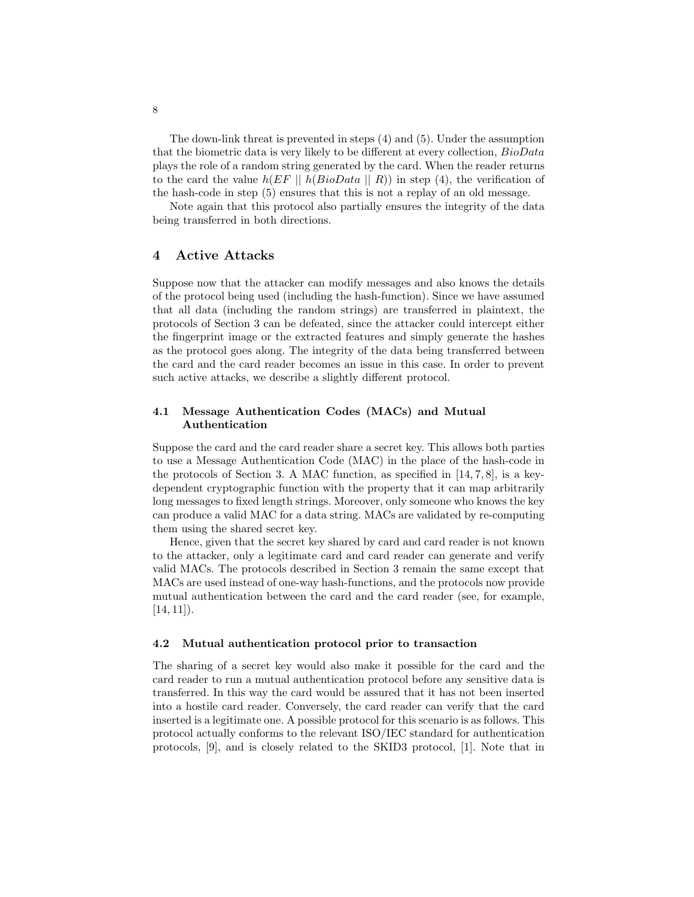The down-link threat is prevented in steps (4) and (5). Under the assumption that the biometric data is very likely to be different at every collection, *BioData* plays the role of a random string generated by the card. When the reader returns to the card the value $h(EF \mid\mid h(BioData \mid\mid R))$ in step (4), the verification of the hash-code in step (5) ensures that this is not a replay of an old message.

Note again that this protocol also partially ensures the integrity of the data being transferred in both directions.

## 4 Active Attacks

Suppose now that the attacker can modify messages and also knows the details of the protocol being used (including the hash-function). Since we have assumed that all data (including the random strings) are transferred in plaintext, the protocols of Section 3 can be defeated, since the attacker could intercept either the fingerprint image or the extracted features and simply generate the hashes as the protocol goes along. The integrity of the data being transferred between the card and the card reader becomes an issue in this case. In order to prevent such active attacks, we describe a slightly different protocol.

### 4.1 Message Authentication Codes (MACs) and Mutual Authentication

Suppose the card and the card reader share a secret key. This allows both parties to use a Message Authentication Code (MAC) in the place of the hash-code in the protocols of Section 3. A MAC function, as specified in [14, 7, 8], is a key-dependent cryptographic function with the property that it can map arbitrarily long messages to fixed length strings. Moreover, only someone who knows the key can produce a valid MAC for a data string. MACs are validated by re-computing them using the shared secret key.

Hence, given that the secret key shared by card and card reader is not known to the attacker, only a legitimate card and card reader can generate and verify valid MACs. The protocols described in Section 3 remain the same except that MACs are used instead of one-way hash-functions, and the protocols now provide mutual authentication between the card and the card reader (see, for example, [14, 11]).

### 4.2 Mutual authentication protocol prior to transaction

The sharing of a secret key would also make it possible for the card and the card reader to run a mutual authentication protocol before any sensitive data is transferred. In this way the card would be assured that it has not been inserted into a hostile card reader. Conversely, the card reader can verify that the card inserted is a legitimate one. A possible protocol for this scenario is as follows. This protocol actually conforms to the relevant ISO/IEC standard for authentication protocols, [9], and is closely related to the SKID3 protocol, [1]. Note that in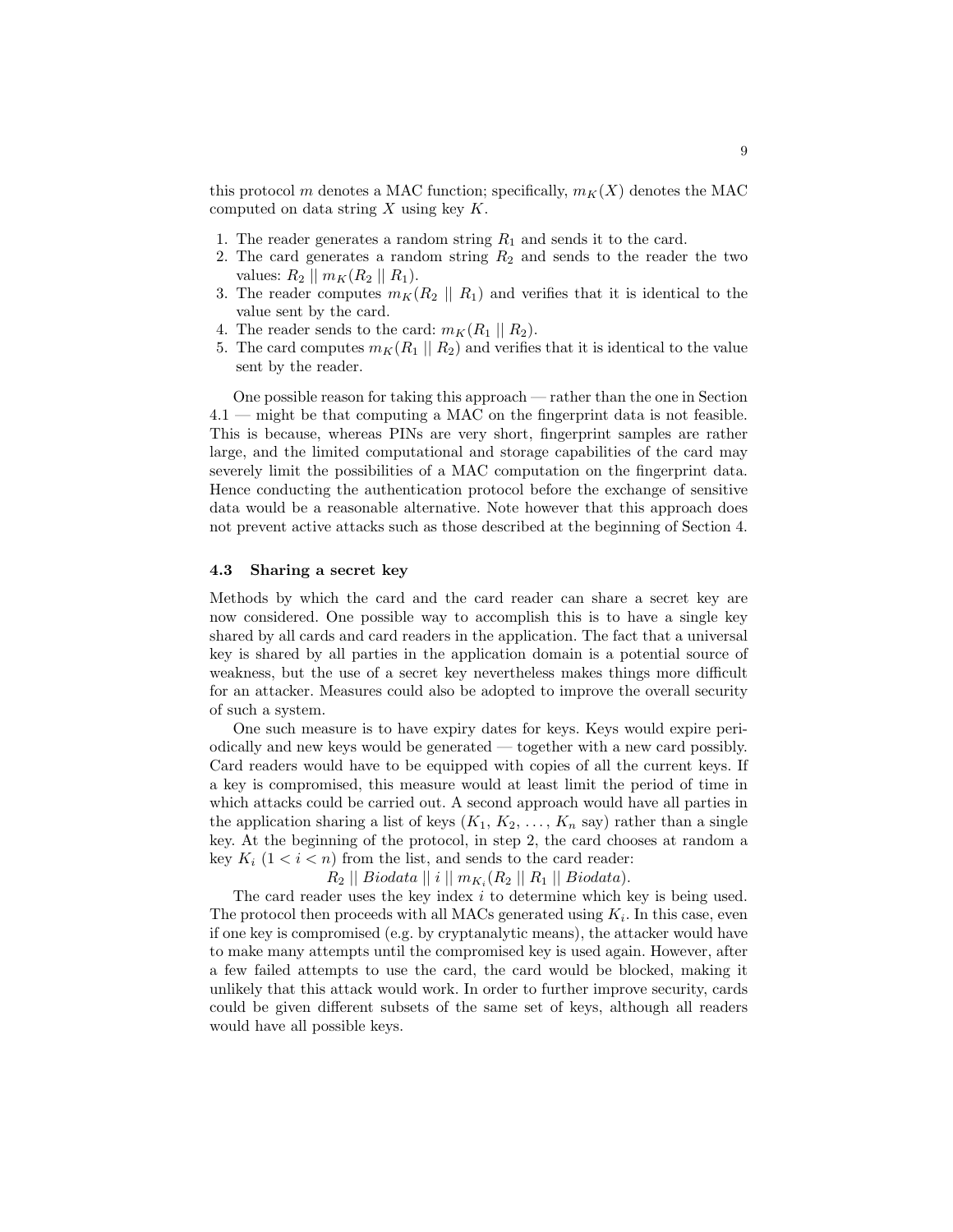this protocol $m$ denotes a MAC function; specifically, $m_K(X)$ denotes the MAC computed on data string $X$ using key $K$.

1. The reader generates a random string $R_1$ and sends it to the card.
2. The card generates a random string $R_2$ and sends to the reader the two values: $R_2 \,||\, m_K(R_2 \,||\, R_1)$.
3. The reader computes $m_K(R_2 \,||\, R_1)$ and verifies that it is identical to the value sent by the card.
4. The reader sends to the card: $m_K(R_1 \,||\, R_2)$.
5. The card computes $m_K(R_1 \,||\, R_2)$ and verifies that it is identical to the value sent by the reader.

One possible reason for taking this approach — rather than the one in Section 4.1 — might be that computing a MAC on the fingerprint data is not feasible. This is because, whereas PINs are very short, fingerprint samples are rather large, and the limited computational and storage capabilities of the card may severely limit the possibilities of a MAC computation on the fingerprint data. Hence conducting the authentication protocol before the exchange of sensitive data would be a reasonable alternative. Note however that this approach does not prevent active attacks such as those described at the beginning of Section 4.

### 4.3 Sharing a secret key

Methods by which the card and the card reader can share a secret key are now considered. One possible way to accomplish this is to have a single key shared by all cards and card readers in the application. The fact that a universal key is shared by all parties in the application domain is a potential source of weakness, but the use of a secret key nevertheless makes things more difficult for an attacker. Measures could also be adopted to improve the overall security of such a system.

One such measure is to have expiry dates for keys. Keys would expire periodically and new keys would be generated — together with a new card possibly. Card readers would have to be equipped with copies of all the current keys. If a key is compromised, this measure would at least limit the period of time in which attacks could be carried out. A second approach would have all parties in the application sharing a list of keys ($K_1, K_2, \ldots, K_n$ say) rather than a single key. At the beginning of the protocol, in step 2, the card chooses at random a key $K_i$ $(1 < i < n)$ from the list, and sends to the card reader:

$$R_2 \,||\, Biodata \,||\, i \,||\, m_{K_i}(R_2 \,||\, R_1 \,||\, Biodata).$$

The card reader uses the key index $i$ to determine which key is being used. The protocol then proceeds with all MACs generated using $K_i$. In this case, even if one key is compromised (e.g. by cryptanalytic means), the attacker would have to make many attempts until the compromised key is used again. However, after a few failed attempts to use the card, the card would be blocked, making it unlikely that this attack would work. In order to further improve security, cards could be given different subsets of the same set of keys, although all readers would have all possible keys.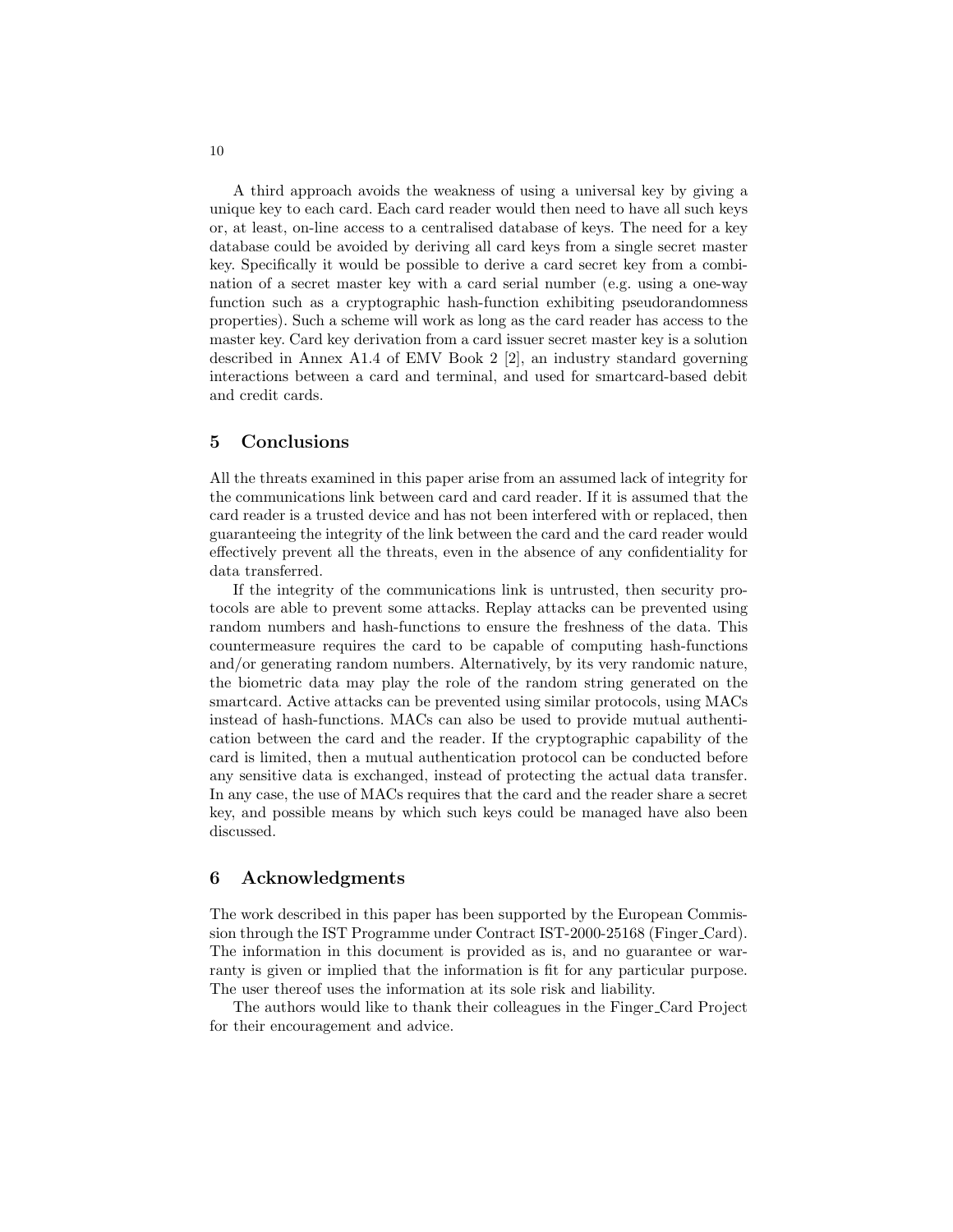A third approach avoids the weakness of using a universal key by giving a unique key to each card. Each card reader would then need to have all such keys or, at least, on-line access to a centralised database of keys. The need for a key database could be avoided by deriving all card keys from a single secret master key. Specifically it would be possible to derive a card secret key from a combination of a secret master key with a card serial number (e.g. using a one-way function such as a cryptographic hash-function exhibiting pseudorandomness properties). Such a scheme will work as long as the card reader has access to the master key. Card key derivation from a card issuer secret master key is a solution described in Annex A1.4 of EMV Book 2 [2], an industry standard governing interactions between a card and terminal, and used for smartcard-based debit and credit cards.

## 5 Conclusions

All the threats examined in this paper arise from an assumed lack of integrity for the communications link between card and card reader. If it is assumed that the card reader is a trusted device and has not been interfered with or replaced, then guaranteeing the integrity of the link between the card and the card reader would effectively prevent all the threats, even in the absence of any confidentiality for data transferred.

If the integrity of the communications link is untrusted, then security protocols are able to prevent some attacks. Replay attacks can be prevented using random numbers and hash-functions to ensure the freshness of the data. This countermeasure requires the card to be capable of computing hash-functions and/or generating random numbers. Alternatively, by its very randomic nature, the biometric data may play the role of the random string generated on the smartcard. Active attacks can be prevented using similar protocols, using MACs instead of hash-functions. MACs can also be used to provide mutual authentication between the card and the reader. If the cryptographic capability of the card is limited, then a mutual authentication protocol can be conducted before any sensitive data is exchanged, instead of protecting the actual data transfer. In any case, the use of MACs requires that the card and the reader share a secret key, and possible means by which such keys could be managed have also been discussed.

## 6 Acknowledgments

The work described in this paper has been supported by the European Commission through the IST Programme under Contract IST-2000-25168 (Finger_Card). The information in this document is provided as is, and no guarantee or warranty is given or implied that the information is fit for any particular purpose. The user thereof uses the information at its sole risk and liability.

The authors would like to thank their colleagues in the Finger_Card Project for their encouragement and advice.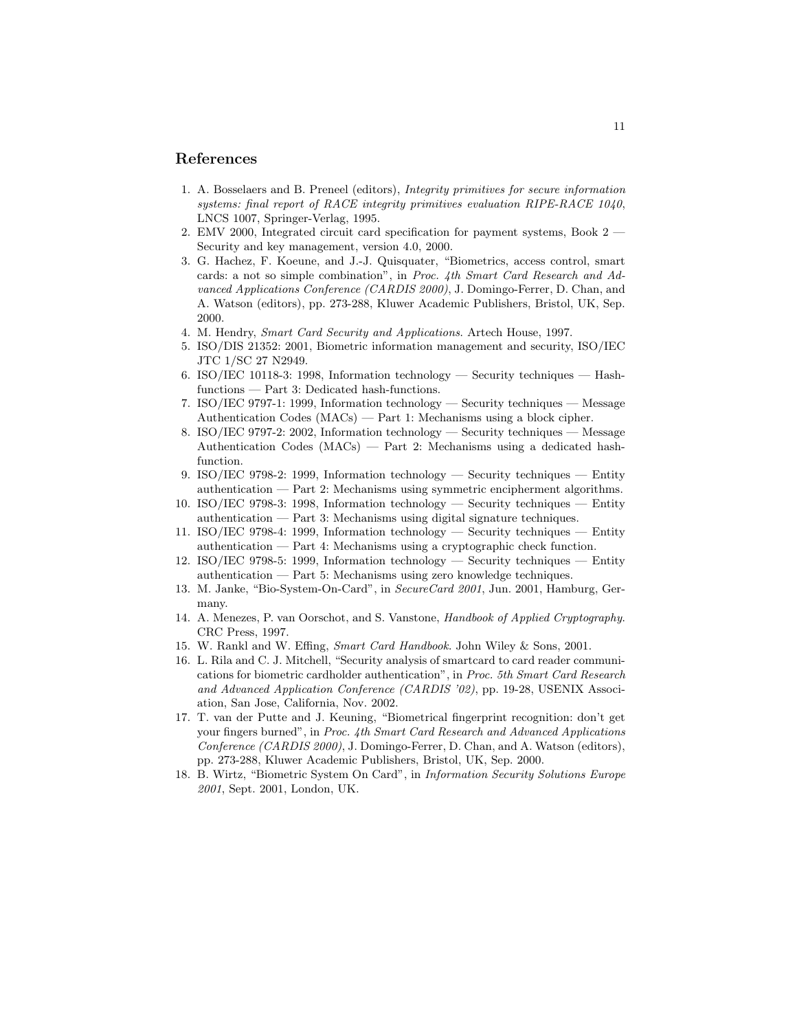## References

1. A. Bosselaers and B. Preneel (editors), *Integrity primitives for secure information systems: final report of RACE integrity primitives evaluation RIPE-RACE 1040*, LNCS 1007, Springer-Verlag, 1995.
2. EMV 2000, Integrated circuit card specification for payment systems, Book 2 — Security and key management, version 4.0, 2000.
3. G. Hachez, F. Koeune, and J.-J. Quisquater, "Biometrics, access control, smart cards: a not so simple combination", in *Proc. 4th Smart Card Research and Advanced Applications Conference (CARDIS 2000)*, J. Domingo-Ferrer, D. Chan, and A. Watson (editors), pp. 273-288, Kluwer Academic Publishers, Bristol, UK, Sep. 2000.
4. M. Hendry, *Smart Card Security and Applications*. Artech House, 1997.
5. ISO/DIS 21352: 2001, Biometric information management and security, ISO/IEC JTC 1/SC 27 N2949.
6. ISO/IEC 10118-3: 1998, Information technology — Security techniques — Hash-functions — Part 3: Dedicated hash-functions.
7. ISO/IEC 9797-1: 1999, Information technology — Security techniques — Message Authentication Codes (MACs) — Part 1: Mechanisms using a block cipher.
8. ISO/IEC 9797-2: 2002, Information technology — Security techniques — Message Authentication Codes (MACs) — Part 2: Mechanisms using a dedicated hash-function.
9. ISO/IEC 9798-2: 1999, Information technology — Security techniques — Entity authentication — Part 2: Mechanisms using symmetric encipherment algorithms.
10. ISO/IEC 9798-3: 1998, Information technology — Security techniques — Entity authentication — Part 3: Mechanisms using digital signature techniques.
11. ISO/IEC 9798-4: 1999, Information technology — Security techniques — Entity authentication — Part 4: Mechanisms using a cryptographic check function.
12. ISO/IEC 9798-5: 1999, Information technology — Security techniques — Entity authentication — Part 5: Mechanisms using zero knowledge techniques.
13. M. Janke, "Bio-System-On-Card", in *SecureCard 2001*, Jun. 2001, Hamburg, Germany.
14. A. Menezes, P. van Oorschot, and S. Vanstone, *Handbook of Applied Cryptography*. CRC Press, 1997.
15. W. Rankl and W. Effing, *Smart Card Handbook*. John Wiley & Sons, 2001.
16. L. Rila and C. J. Mitchell, "Security analysis of smartcard to card reader communications for biometric cardholder authentication", in *Proc. 5th Smart Card Research and Advanced Application Conference (CARDIS '02)*, pp. 19-28, USENIX Association, San Jose, California, Nov. 2002.
17. T. van der Putte and J. Keuning, "Biometrical fingerprint recognition: don't get your fingers burned", in *Proc. 4th Smart Card Research and Advanced Applications Conference (CARDIS 2000)*, J. Domingo-Ferrer, D. Chan, and A. Watson (editors), pp. 273-288, Kluwer Academic Publishers, Bristol, UK, Sep. 2000.
18. B. Wirtz, "Biometric System On Card", in *Information Security Solutions Europe 2001*, Sept. 2001, London, UK.